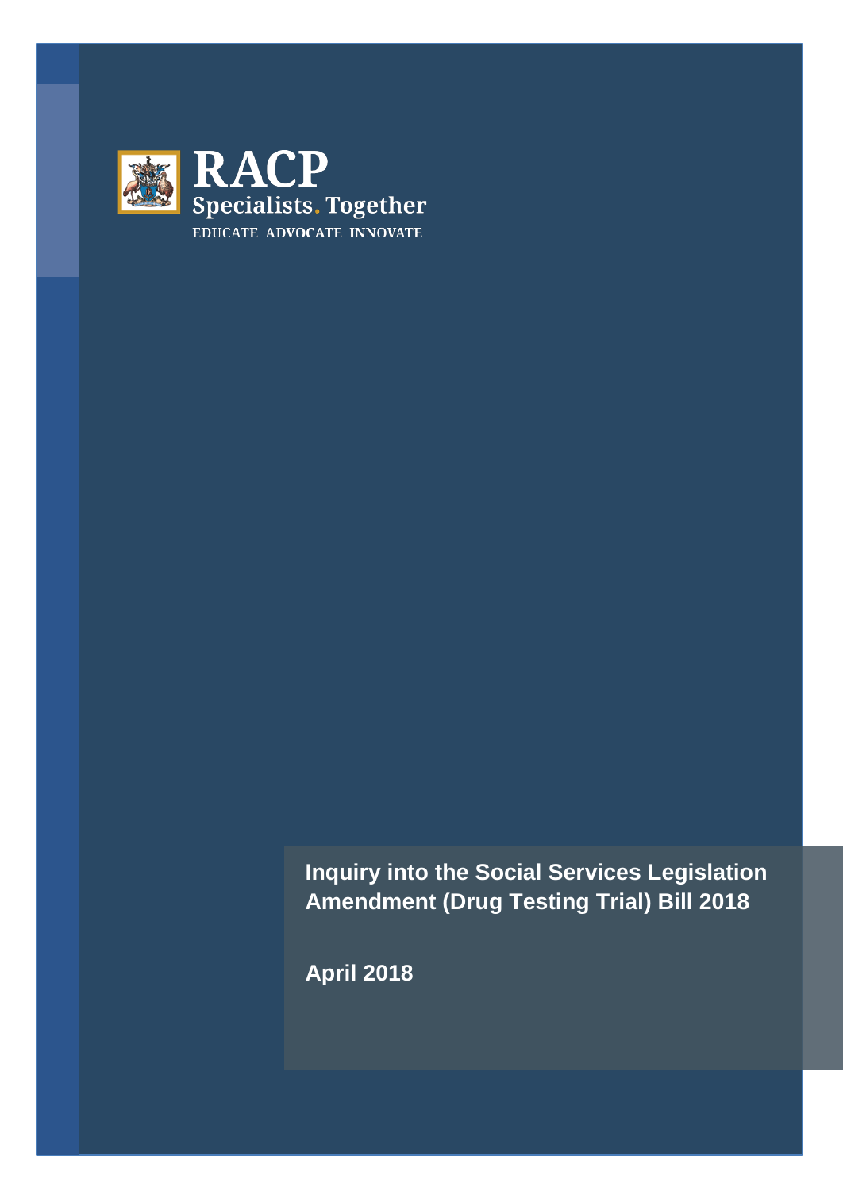RACP

Specialists. Together

EDUCATE ADVOCATE INNOVATE

# Inquiry into the Social Services Legislation Amendment (Drug Testing Trial) Bill 2018

**April 2018**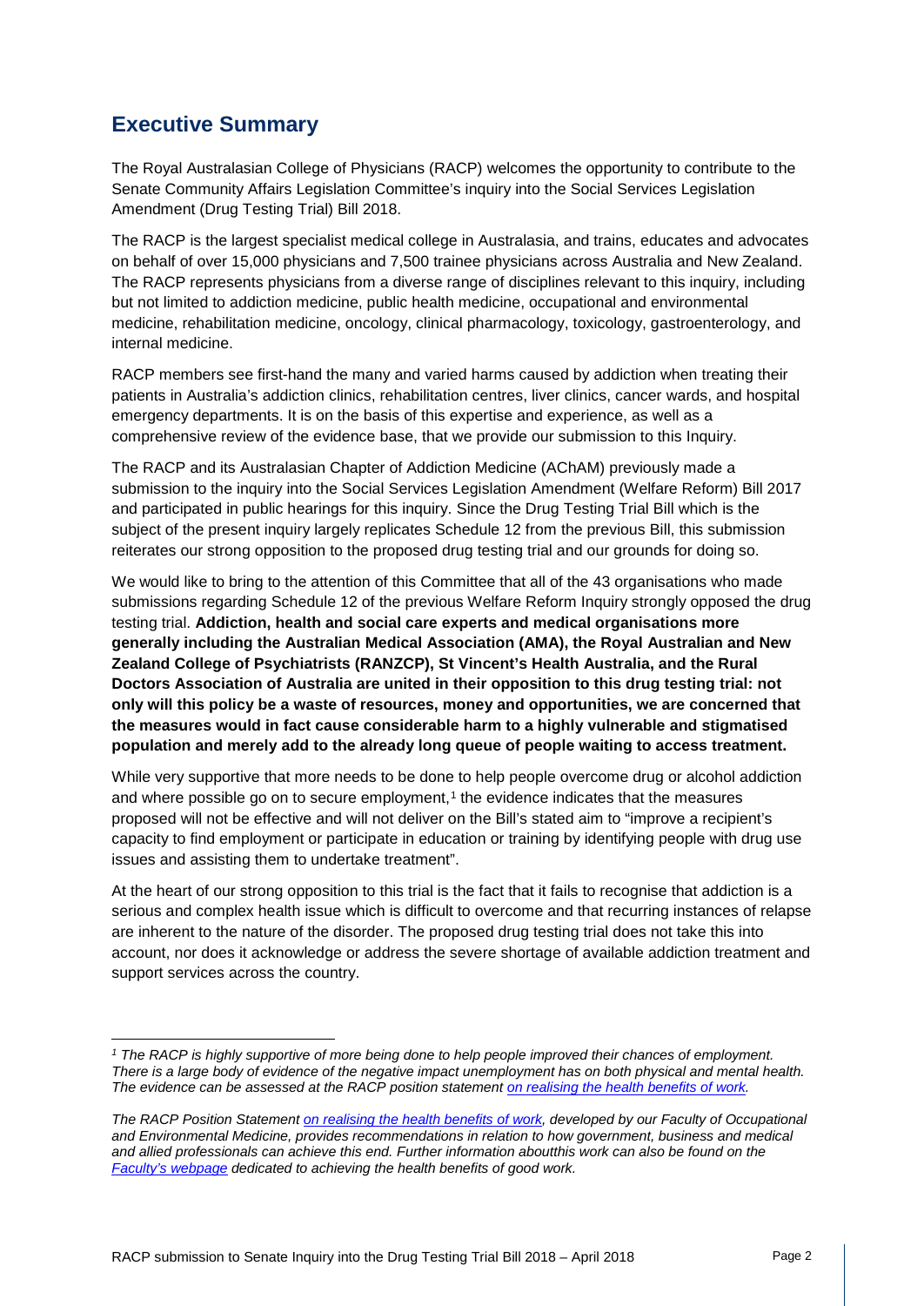## Executive Summary

The Royal Australasian College of Physicians (RACP) welcomes the opportunity to contribute to the Senate Community Affairs Legislation Committee's inquiry into the Social Services Legislation Amendment (Drug Testing Trial) Bill 2018.

The RACP is the largest specialist medical college in Australasia, and trains, educates and advocates on behalf of over 15,000 physicians and 7,500 trainee physicians across Australia and New Zealand. The RACP represents physicians from a diverse range of disciplines relevant to this inquiry, including but not limited to addiction medicine, public health medicine, occupational and environmental medicine, rehabilitation medicine, oncology, clinical pharmacology, toxicology, gastroenterology, and internal medicine.

RACP members see first-hand the many and varied harms caused by addiction when treating their patients in Australia's addiction clinics, rehabilitation centres, liver clinics, cancer wards, and hospital emergency departments. It is on the basis of this expertise and experience, as well as a comprehensive review of the evidence base, that we provide our submission to this Inquiry.

The RACP and its Australasian Chapter of Addiction Medicine (AChAM) previously made a submission to the inquiry into the Social Services Legislation Amendment (Welfare Reform) Bill 2017 and participated in public hearings for this inquiry. Since the Drug Testing Trial Bill which is the subject of the present inquiry largely replicates Schedule 12 from the previous Bill, this submission reiterates our strong opposition to the proposed drug testing trial and our grounds for doing so.

We would like to bring to the attention of this Committee that all of the 43 organisations who made submissions regarding Schedule 12 of the previous Welfare Reform Inquiry strongly opposed the drug testing trial. **Addiction, health and social care experts and medical organisations more generally including the Australian Medical Association (AMA), the Royal Australian and New Zealand College of Psychiatrists (RANZCP), St Vincent's Health Australia, and the Rural Doctors Association of Australia are united in their opposition to this drug testing trial: not only will this policy be a waste of resources, money and opportunities, we are concerned that the measures would in fact cause considerable harm to a highly vulnerable and stigmatised population and merely add to the already long queue of people waiting to access treatment.**

While very supportive that more needs to be done to help people overcome drug or alcohol addiction and where possible go on to secure employment,[1] the evidence indicates that the measures proposed will not be effective and will not deliver on the Bill's stated aim to "improve a recipient's capacity to find employment or participate in education or training by identifying people with drug use issues and assisting them to undertake treatment".

At the heart of our strong opposition to this trial is the fact that it fails to recognise that addiction is a serious and complex health issue which is difficult to overcome and that recurring instances of relapse are inherent to the nature of the disorder. The proposed drug testing trial does not take this into account, nor does it acknowledge or address the severe shortage of available addiction treatment and support services across the country.

---

*[1] The RACP is highly supportive of more being done to help people improved their chances of employment. There is a large body of evidence of the negative impact unemployment has on both physical and mental health. The evidence can be assessed at the RACP position statement [on realising the health benefits of work](#).*

*The RACP Position Statement [on realising the health benefits of work](#), developed by our Faculty of Occupational and Environmental Medicine, provides recommendations in relation to how government, business and medical and allied professionals can achieve this end. Further information aboutthis work can also be found on the [Faculty's webpage](#) dedicated to achieving the health benefits of good work.*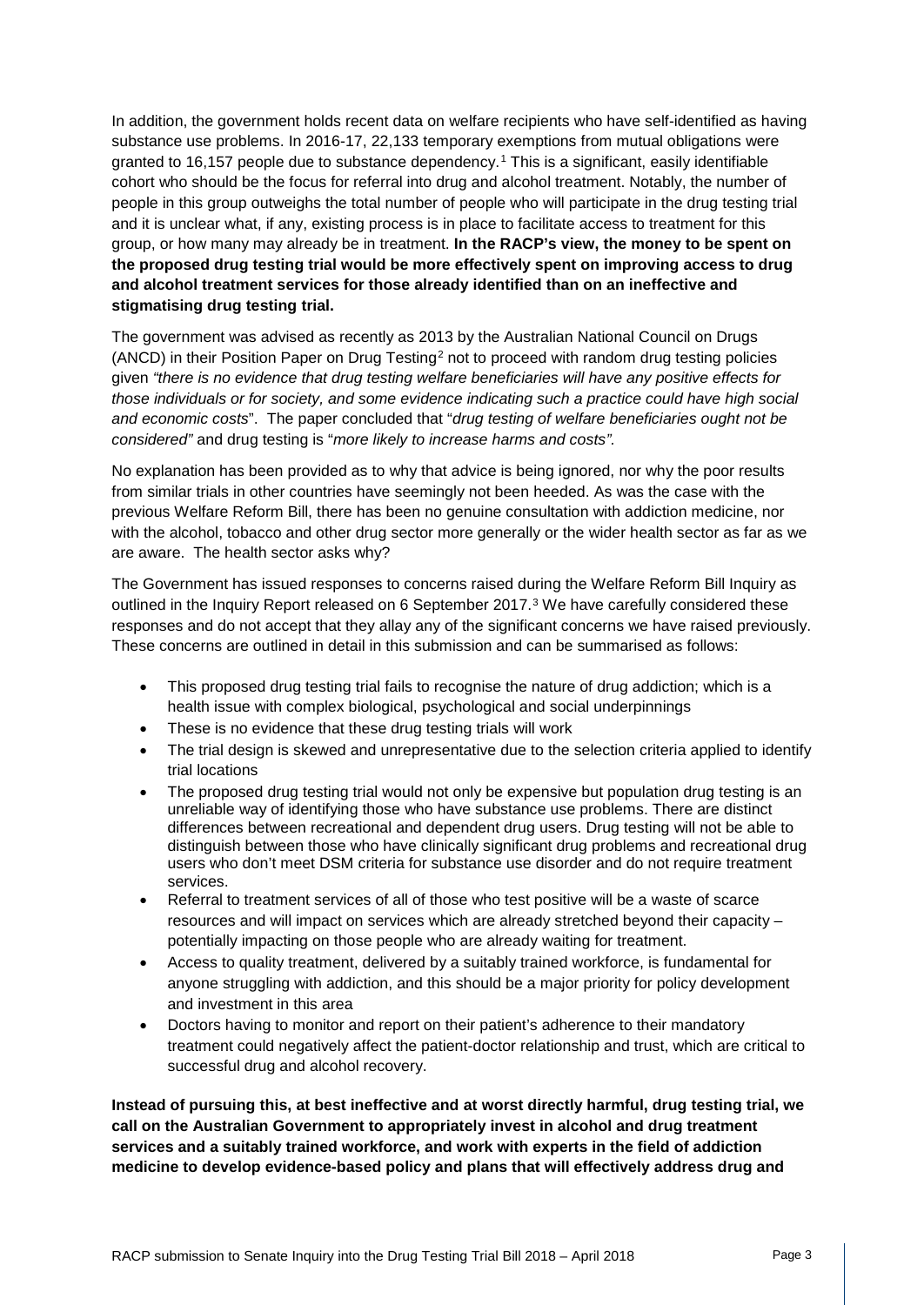In addition, the government holds recent data on welfare recipients who have self-identified as having substance use problems. In 2016-17, 22,133 temporary exemptions from mutual obligations were granted to 16,157 people due to substance dependency.[1] This is a significant, easily identifiable cohort who should be the focus for referral into drug and alcohol treatment. Notably, the number of people in this group outweighs the total number of people who will participate in the drug testing trial and it is unclear what, if any, existing process is in place to facilitate access to treatment for this group, or how many may already be in treatment. **In the RACP's view, the money to be spent on the proposed drug testing trial would be more effectively spent on improving access to drug and alcohol treatment services for those already identified than on an ineffective and stigmatising drug testing trial.**

The government was advised as recently as 2013 by the Australian National Council on Drugs (ANCD) in their Position Paper on Drug Testing[2] not to proceed with random drug testing policies given *"there is no evidence that drug testing welfare beneficiaries will have any positive effects for those individuals or for society, and some evidence indicating such a practice could have high social and economic costs*". The paper concluded that "*drug testing of welfare beneficiaries ought not be considered"* and drug testing is "*more likely to increase harms and costs".*

No explanation has been provided as to why that advice is being ignored, nor why the poor results from similar trials in other countries have seemingly not been heeded. As was the case with the previous Welfare Reform Bill, there has been no genuine consultation with addiction medicine, nor with the alcohol, tobacco and other drug sector more generally or the wider health sector as far as we are aware. The health sector asks why?

The Government has issued responses to concerns raised during the Welfare Reform Bill Inquiry as outlined in the Inquiry Report released on 6 September 2017.[3] We have carefully considered these responses and do not accept that they allay any of the significant concerns we have raised previously. These concerns are outlined in detail in this submission and can be summarised as follows:

- This proposed drug testing trial fails to recognise the nature of drug addiction; which is a health issue with complex biological, psychological and social underpinnings
- These is no evidence that these drug testing trials will work
- The trial design is skewed and unrepresentative due to the selection criteria applied to identify trial locations
- The proposed drug testing trial would not only be expensive but population drug testing is an unreliable way of identifying those who have substance use problems. There are distinct differences between recreational and dependent drug users. Drug testing will not be able to distinguish between those who have clinically significant drug problems and recreational drug users who don't meet DSM criteria for substance use disorder and do not require treatment services.
- Referral to treatment services of all of those who test positive will be a waste of scarce resources and will impact on services which are already stretched beyond their capacity – potentially impacting on those people who are already waiting for treatment.
- Access to quality treatment, delivered by a suitably trained workforce, is fundamental for anyone struggling with addiction, and this should be a major priority for policy development and investment in this area
- Doctors having to monitor and report on their patient's adherence to their mandatory treatment could negatively affect the patient-doctor relationship and trust, which are critical to successful drug and alcohol recovery.

**Instead of pursuing this, at best ineffective and at worst directly harmful, drug testing trial, we call on the Australian Government to appropriately invest in alcohol and drug treatment services and a suitably trained workforce, and work with experts in the field of addiction medicine to develop evidence-based policy and plans that will effectively address drug and**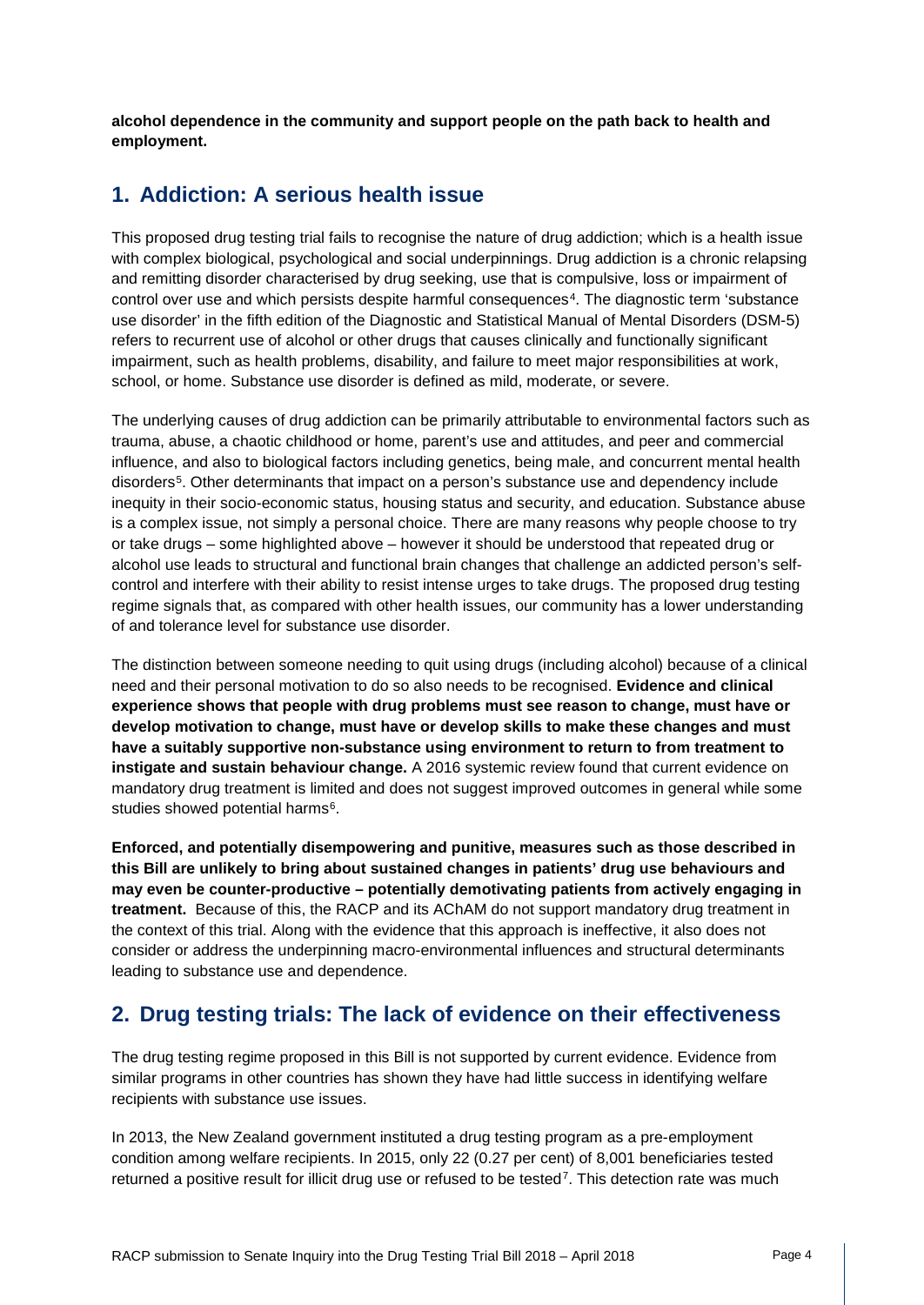**alcohol dependence in the community and support people on the path back to health and employment.**

## 1. Addiction: A serious health issue

This proposed drug testing trial fails to recognise the nature of drug addiction; which is a health issue with complex biological, psychological and social underpinnings. Drug addiction is a chronic relapsing and remitting disorder characterised by drug seeking, use that is compulsive, loss or impairment of control over use and which persists despite harmful consequences[4]. The diagnostic term 'substance use disorder' in the fifth edition of the Diagnostic and Statistical Manual of Mental Disorders (DSM-5) refers to recurrent use of alcohol or other drugs that causes clinically and functionally significant impairment, such as health problems, disability, and failure to meet major responsibilities at work, school, or home. Substance use disorder is defined as mild, moderate, or severe.

The underlying causes of drug addiction can be primarily attributable to environmental factors such as trauma, abuse, a chaotic childhood or home, parent's use and attitudes, and peer and commercial influence, and also to biological factors including genetics, being male, and concurrent mental health disorders[5]. Other determinants that impact on a person's substance use and dependency include inequity in their socio-economic status, housing status and security, and education. Substance abuse is a complex issue, not simply a personal choice. There are many reasons why people choose to try or take drugs – some highlighted above – however it should be understood that repeated drug or alcohol use leads to structural and functional brain changes that challenge an addicted person's self-control and interfere with their ability to resist intense urges to take drugs. The proposed drug testing regime signals that, as compared with other health issues, our community has a lower understanding of and tolerance level for substance use disorder.

The distinction between someone needing to quit using drugs (including alcohol) because of a clinical need and their personal motivation to do so also needs to be recognised. **Evidence and clinical experience shows that people with drug problems must see reason to change, must have or develop motivation to change, must have or develop skills to make these changes and must have a suitably supportive non-substance using environment to return to from treatment to instigate and sustain behaviour change.** A 2016 systemic review found that current evidence on mandatory drug treatment is limited and does not suggest improved outcomes in general while some studies showed potential harms[6].

**Enforced, and potentially disempowering and punitive, measures such as those described in this Bill are unlikely to bring about sustained changes in patients' drug use behaviours and may even be counter-productive – potentially demotivating patients from actively engaging in treatment.** Because of this, the RACP and its AChAM do not support mandatory drug treatment in the context of this trial. Along with the evidence that this approach is ineffective, it also does not consider or address the underpinning macro-environmental influences and structural determinants leading to substance use and dependence.

## 2. Drug testing trials: The lack of evidence on their effectiveness

The drug testing regime proposed in this Bill is not supported by current evidence. Evidence from similar programs in other countries has shown they have had little success in identifying welfare recipients with substance use issues.

In 2013, the New Zealand government instituted a drug testing program as a pre-employment condition among welfare recipients. In 2015, only 22 (0.27 per cent) of 8,001 beneficiaries tested returned a positive result for illicit drug use or refused to be tested[7]. This detection rate was much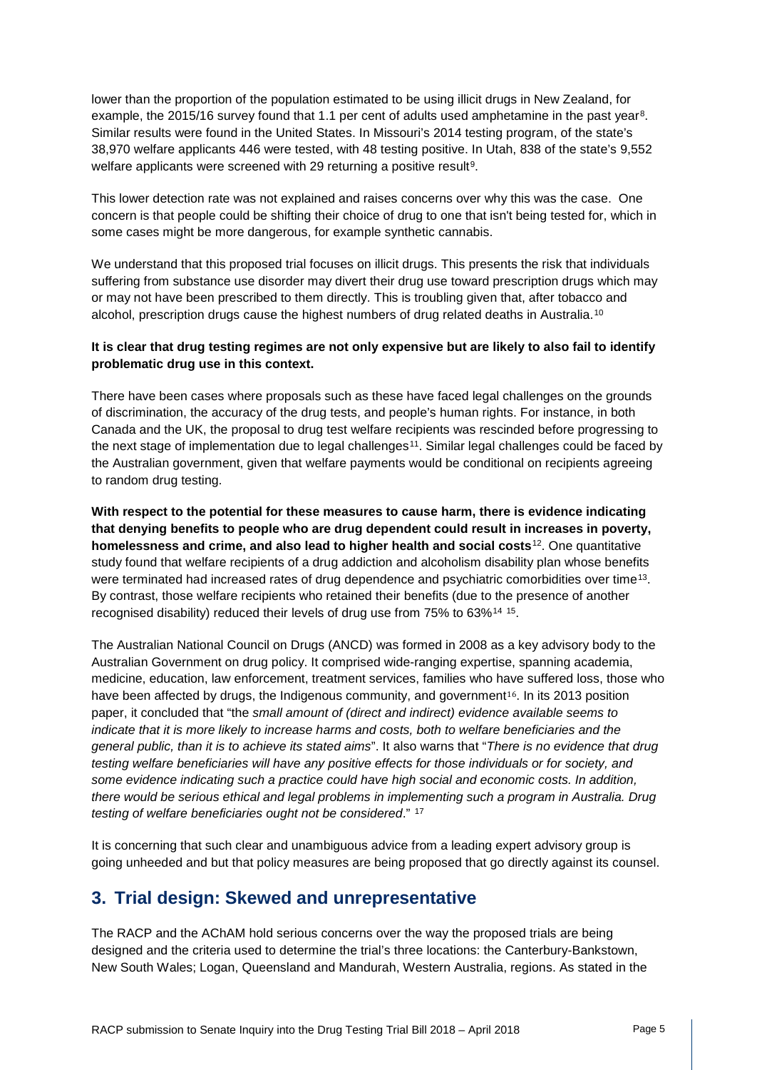lower than the proportion of the population estimated to be using illicit drugs in New Zealand, for example, the 2015/16 survey found that 1.1 per cent of adults used amphetamine in the past year[8]. Similar results were found in the United States. In Missouri's 2014 testing program, of the state's 38,970 welfare applicants 446 were tested, with 48 testing positive. In Utah, 838 of the state's 9,552 welfare applicants were screened with 29 returning a positive result[9].

This lower detection rate was not explained and raises concerns over why this was the case. One concern is that people could be shifting their choice of drug to one that isn't being tested for, which in some cases might be more dangerous, for example synthetic cannabis.

We understand that this proposed trial focuses on illicit drugs. This presents the risk that individuals suffering from substance use disorder may divert their drug use toward prescription drugs which may or may not have been prescribed to them directly. This is troubling given that, after tobacco and alcohol, prescription drugs cause the highest numbers of drug related deaths in Australia.[10]

**It is clear that drug testing regimes are not only expensive but are likely to also fail to identify problematic drug use in this context.**

There have been cases where proposals such as these have faced legal challenges on the grounds of discrimination, the accuracy of the drug tests, and people's human rights. For instance, in both Canada and the UK, the proposal to drug test welfare recipients was rescinded before progressing to the next stage of implementation due to legal challenges[11]. Similar legal challenges could be faced by the Australian government, given that welfare payments would be conditional on recipients agreeing to random drug testing.

**With respect to the potential for these measures to cause harm, there is evidence indicating that denying benefits to people who are drug dependent could result in increases in poverty, homelessness and crime, and also lead to higher health and social costs**[12]. One quantitative study found that welfare recipients of a drug addiction and alcoholism disability plan whose benefits were terminated had increased rates of drug dependence and psychiatric comorbidities over time[13]. By contrast, those welfare recipients who retained their benefits (due to the presence of another recognised disability) reduced their levels of drug use from 75% to 63%[14] [15].

The Australian National Council on Drugs (ANCD) was formed in 2008 as a key advisory body to the Australian Government on drug policy. It comprised wide-ranging expertise, spanning academia, medicine, education, law enforcement, treatment services, families who have suffered loss, those who have been affected by drugs, the Indigenous community, and government[16]. In its 2013 position paper, it concluded that "the *small amount of (direct and indirect) evidence available seems to indicate that it is more likely to increase harms and costs, both to welfare beneficiaries and the general public, than it is to achieve its stated aims*". It also warns that "*There is no evidence that drug testing welfare beneficiaries will have any positive effects for those individuals or for society, and some evidence indicating such a practice could have high social and economic costs. In addition, there would be serious ethical and legal problems in implementing such a program in Australia. Drug testing of welfare beneficiaries ought not be considered*." [17]

It is concerning that such clear and unambiguous advice from a leading expert advisory group is going unheeded and but that policy measures are being proposed that go directly against its counsel.

## 3. Trial design: Skewed and unrepresentative

The RACP and the AChAM hold serious concerns over the way the proposed trials are being designed and the criteria used to determine the trial's three locations: the Canterbury-Bankstown, New South Wales; Logan, Queensland and Mandurah, Western Australia, regions. As stated in the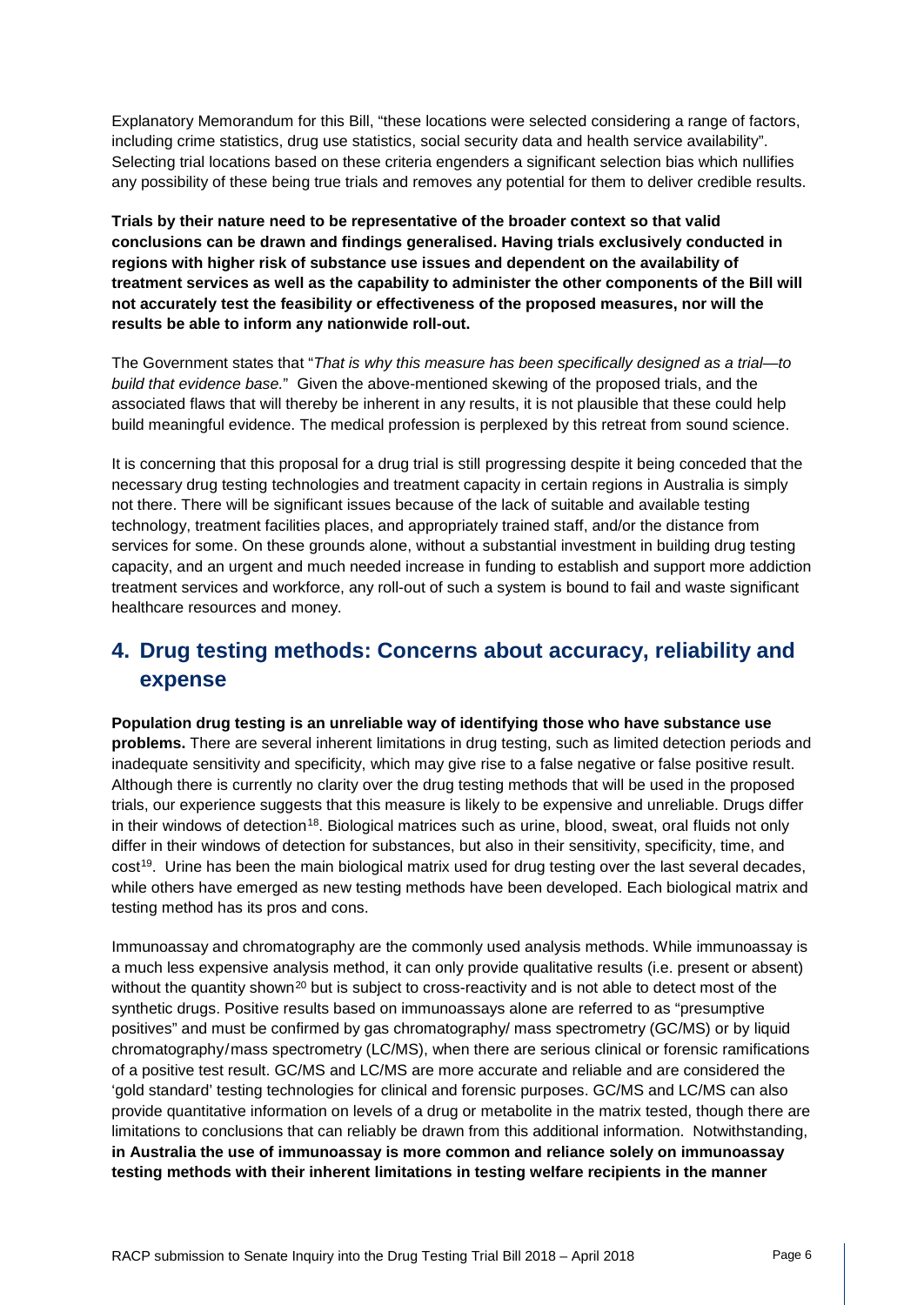Explanatory Memorandum for this Bill, “these locations were selected considering a range of factors, including crime statistics, drug use statistics, social security data and health service availability”. Selecting trial locations based on these criteria engenders a significant selection bias which nullifies any possibility of these being true trials and removes any potential for them to deliver credible results.

**Trials by their nature need to be representative of the broader context so that valid conclusions can be drawn and findings generalised. Having trials exclusively conducted in regions with higher risk of substance use issues and dependent on the availability of treatment services as well as the capability to administer the other components of the Bill will not accurately test the feasibility or effectiveness of the proposed measures, nor will the results be able to inform any nationwide roll-out.**

The Government states that “*That is why this measure has been specifically designed as a trial—to build that evidence base.*” Given the above-mentioned skewing of the proposed trials, and the associated flaws that will thereby be inherent in any results, it is not plausible that these could help build meaningful evidence. The medical profession is perplexed by this retreat from sound science.

It is concerning that this proposal for a drug trial is still progressing despite it being conceded that the necessary drug testing technologies and treatment capacity in certain regions in Australia is simply not there. There will be significant issues because of the lack of suitable and available testing technology, treatment facilities places, and appropriately trained staff, and/or the distance from services for some. On these grounds alone, without a substantial investment in building drug testing capacity, and an urgent and much needed increase in funding to establish and support more addiction treatment services and workforce, any roll-out of such a system is bound to fail and waste significant healthcare resources and money.

## 4. Drug testing methods: Concerns about accuracy, reliability and expense

**Population drug testing is an unreliable way of identifying those who have substance use problems.** There are several inherent limitations in drug testing, such as limited detection periods and inadequate sensitivity and specificity, which may give rise to a false negative or false positive result. Although there is currently no clarity over the drug testing methods that will be used in the proposed trials, our experience suggests that this measure is likely to be expensive and unreliable. Drugs differ in their windows of detection[18]. Biological matrices such as urine, blood, sweat, oral fluids not only differ in their windows of detection for substances, but also in their sensitivity, specificity, time, and cost[19]. Urine has been the main biological matrix used for drug testing over the last several decades, while others have emerged as new testing methods have been developed. Each biological matrix and testing method has its pros and cons.

Immunoassay and chromatography are the commonly used analysis methods. While immunoassay is a much less expensive analysis method, it can only provide qualitative results (i.e. present or absent) without the quantity shown[20] but is subject to cross-reactivity and is not able to detect most of the synthetic drugs. Positive results based on immunoassays alone are referred to as “presumptive positives” and must be confirmed by gas chromatography/ mass spectrometry (GC/MS) or by liquid chromatography/mass spectrometry (LC/MS), when there are serious clinical or forensic ramifications of a positive test result. GC/MS and LC/MS are more accurate and reliable and are considered the ‘gold standard’ testing technologies for clinical and forensic purposes. GC/MS and LC/MS can also provide quantitative information on levels of a drug or metabolite in the matrix tested, though there are limitations to conclusions that can reliably be drawn from this additional information. Notwithstanding, **in Australia the use of immunoassay is more common and reliance solely on immunoassay testing methods with their inherent limitations in testing welfare recipients in the manner**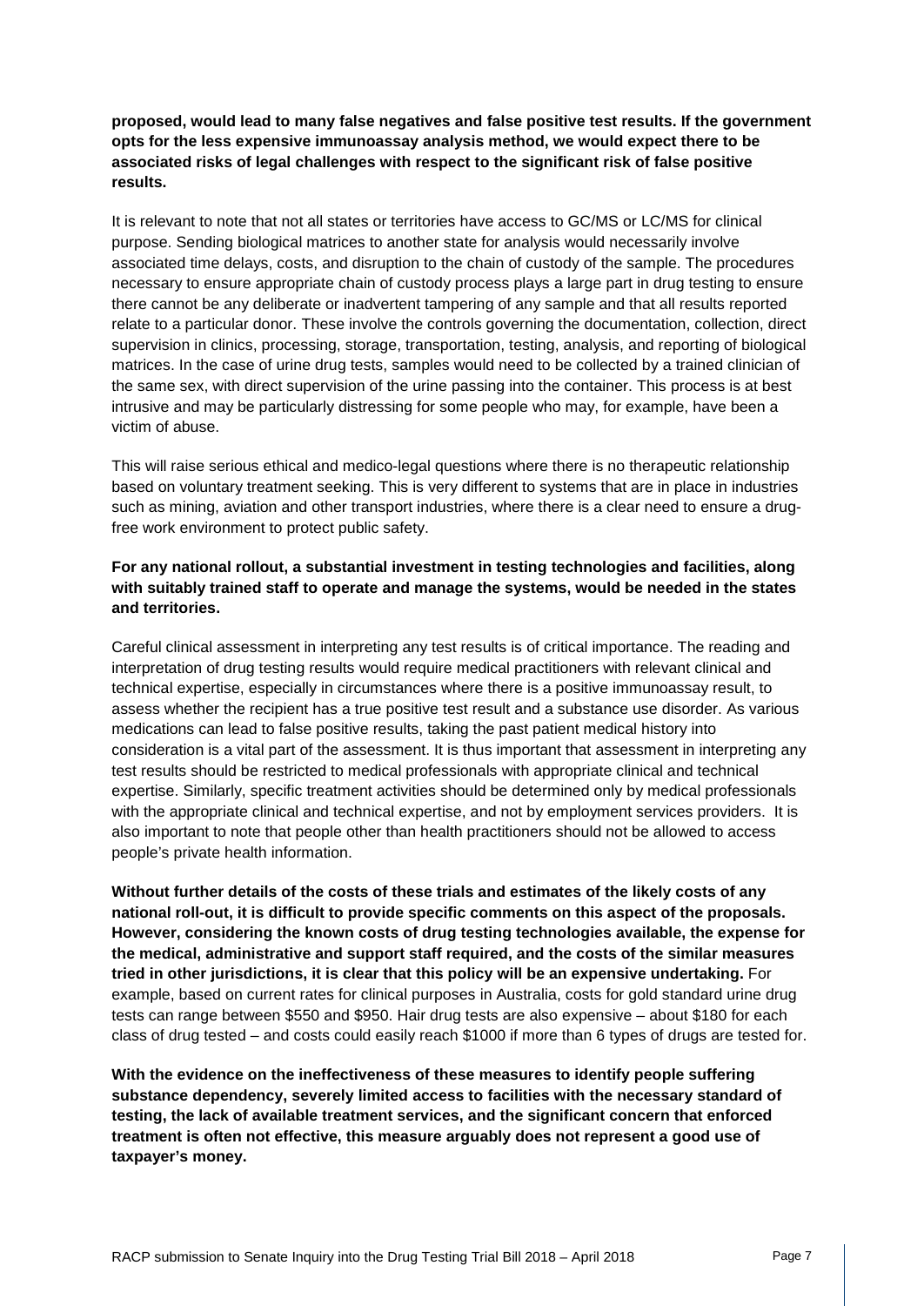**proposed, would lead to many false negatives and false positive test results. If the government opts for the less expensive immunoassay analysis method, we would expect there to be associated risks of legal challenges with respect to the significant risk of false positive results.**

It is relevant to note that not all states or territories have access to GC/MS or LC/MS for clinical purpose. Sending biological matrices to another state for analysis would necessarily involve associated time delays, costs, and disruption to the chain of custody of the sample. The procedures necessary to ensure appropriate chain of custody process plays a large part in drug testing to ensure there cannot be any deliberate or inadvertent tampering of any sample and that all results reported relate to a particular donor. These involve the controls governing the documentation, collection, direct supervision in clinics, processing, storage, transportation, testing, analysis, and reporting of biological matrices. In the case of urine drug tests, samples would need to be collected by a trained clinician of the same sex, with direct supervision of the urine passing into the container. This process is at best intrusive and may be particularly distressing for some people who may, for example, have been a victim of abuse.

This will raise serious ethical and medico-legal questions where there is no therapeutic relationship based on voluntary treatment seeking. This is very different to systems that are in place in industries such as mining, aviation and other transport industries, where there is a clear need to ensure a drug-free work environment to protect public safety.

**For any national rollout, a substantial investment in testing technologies and facilities, along with suitably trained staff to operate and manage the systems, would be needed in the states and territories.**

Careful clinical assessment in interpreting any test results is of critical importance. The reading and interpretation of drug testing results would require medical practitioners with relevant clinical and technical expertise, especially in circumstances where there is a positive immunoassay result, to assess whether the recipient has a true positive test result and a substance use disorder. As various medications can lead to false positive results, taking the past patient medical history into consideration is a vital part of the assessment. It is thus important that assessment in interpreting any test results should be restricted to medical professionals with appropriate clinical and technical expertise. Similarly, specific treatment activities should be determined only by medical professionals with the appropriate clinical and technical expertise, and not by employment services providers. It is also important to note that people other than health practitioners should not be allowed to access people's private health information.

**Without further details of the costs of these trials and estimates of the likely costs of any national roll-out, it is difficult to provide specific comments on this aspect of the proposals. However, considering the known costs of drug testing technologies available, the expense for the medical, administrative and support staff required, and the costs of the similar measures tried in other jurisdictions, it is clear that this policy will be an expensive undertaking.** For example, based on current rates for clinical purposes in Australia, costs for gold standard urine drug tests can range between $550 and $950. Hair drug tests are also expensive – about $180 for each class of drug tested – and costs could easily reach $1000 if more than 6 types of drugs are tested for.

**With the evidence on the ineffectiveness of these measures to identify people suffering substance dependency, severely limited access to facilities with the necessary standard of testing, the lack of available treatment services, and the significant concern that enforced treatment is often not effective, this measure arguably does not represent a good use of taxpayer's money.**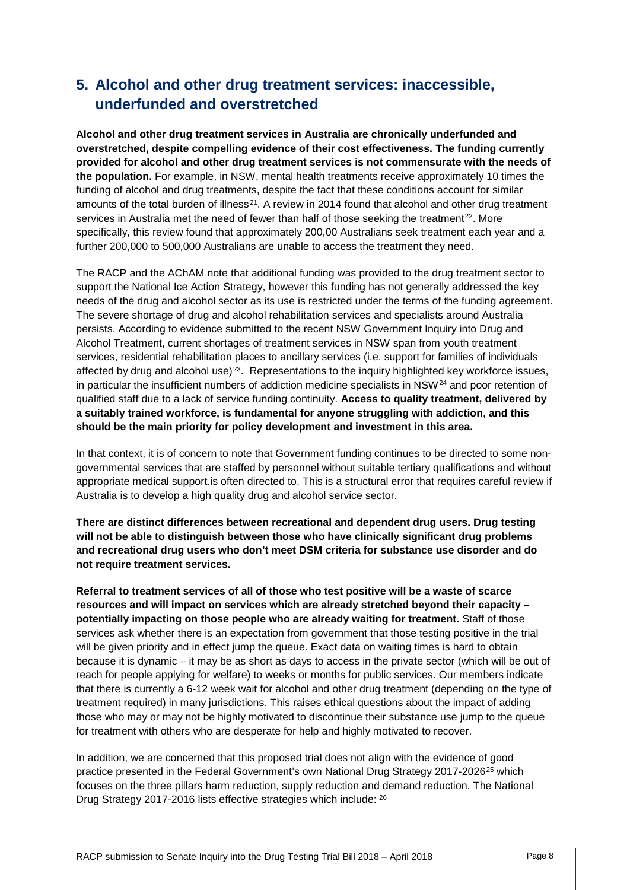## 5. Alcohol and other drug treatment services: inaccessible, underfunded and overstretched

**Alcohol and other drug treatment services in Australia are chronically underfunded and overstretched, despite compelling evidence of their cost effectiveness. The funding currently provided for alcohol and other drug treatment services is not commensurate with the needs of the population.** For example, in NSW, mental health treatments receive approximately 10 times the funding of alcohol and drug treatments, despite the fact that these conditions account for similar amounts of the total burden of illness[21]. A review in 2014 found that alcohol and other drug treatment services in Australia met the need of fewer than half of those seeking the treatment[22]. More specifically, this review found that approximately 200,00 Australians seek treatment each year and a further 200,000 to 500,000 Australians are unable to access the treatment they need.

The RACP and the AChAM note that additional funding was provided to the drug treatment sector to support the National Ice Action Strategy, however this funding has not generally addressed the key needs of the drug and alcohol sector as its use is restricted under the terms of the funding agreement. The severe shortage of drug and alcohol rehabilitation services and specialists around Australia persists. According to evidence submitted to the recent NSW Government Inquiry into Drug and Alcohol Treatment, current shortages of treatment services in NSW span from youth treatment services, residential rehabilitation places to ancillary services (i.e. support for families of individuals affected by drug and alcohol use)[23]. Representations to the inquiry highlighted key workforce issues, in particular the insufficient numbers of addiction medicine specialists in NSW[24] and poor retention of qualified staff due to a lack of service funding continuity. **Access to quality treatment, delivered by a suitably trained workforce, is fundamental for anyone struggling with addiction, and this should be the main priority for policy development and investment in this area.**

In that context, it is of concern to note that Government funding continues to be directed to some non-governmental services that are staffed by personnel without suitable tertiary qualifications and without appropriate medical support.is often directed to. This is a structural error that requires careful review if Australia is to develop a high quality drug and alcohol service sector.

**There are distinct differences between recreational and dependent drug users. Drug testing will not be able to distinguish between those who have clinically significant drug problems and recreational drug users who don't meet DSM criteria for substance use disorder and do not require treatment services.**

**Referral to treatment services of all of those who test positive will be a waste of scarce resources and will impact on services which are already stretched beyond their capacity – potentially impacting on those people who are already waiting for treatment.** Staff of those services ask whether there is an expectation from government that those testing positive in the trial will be given priority and in effect jump the queue. Exact data on waiting times is hard to obtain because it is dynamic – it may be as short as days to access in the private sector (which will be out of reach for people applying for welfare) to weeks or months for public services. Our members indicate that there is currently a 6-12 week wait for alcohol and other drug treatment (depending on the type of treatment required) in many jurisdictions. This raises ethical questions about the impact of adding those who may or may not be highly motivated to discontinue their substance use jump to the queue for treatment with others who are desperate for help and highly motivated to recover.

In addition, we are concerned that this proposed trial does not align with the evidence of good practice presented in the Federal Government's own National Drug Strategy 2017-2026[25] which focuses on the three pillars harm reduction, supply reduction and demand reduction. The National Drug Strategy 2017-2016 lists effective strategies which include: [26]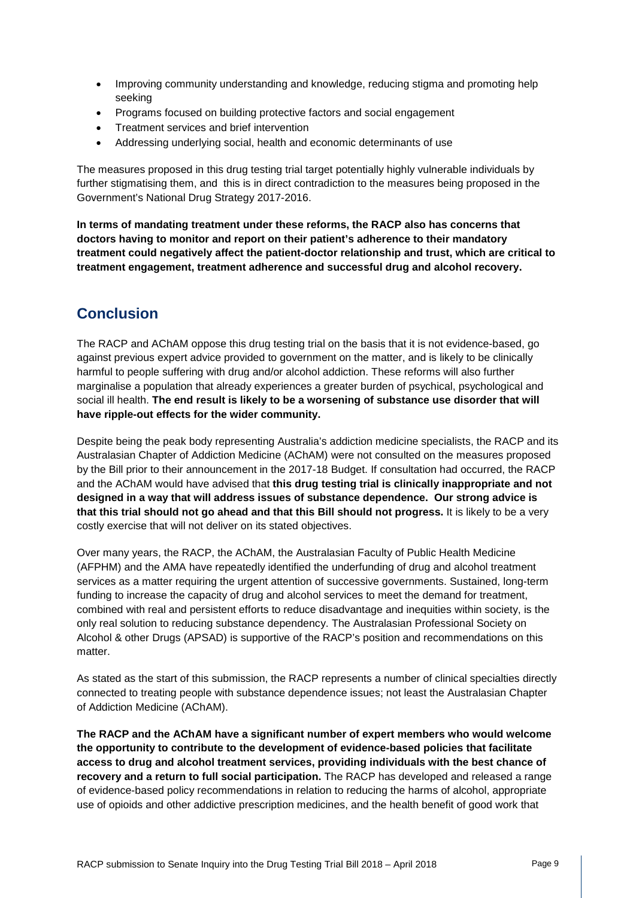- Improving community understanding and knowledge, reducing stigma and promoting help seeking
- Programs focused on building protective factors and social engagement
- Treatment services and brief intervention
- Addressing underlying social, health and economic determinants of use

The measures proposed in this drug testing trial target potentially highly vulnerable individuals by further stigmatising them, and this is in direct contradiction to the measures being proposed in the Government's National Drug Strategy 2017-2016.

**In terms of mandating treatment under these reforms, the RACP also has concerns that doctors having to monitor and report on their patient's adherence to their mandatory treatment could negatively affect the patient-doctor relationship and trust, which are critical to treatment engagement, treatment adherence and successful drug and alcohol recovery.**

## Conclusion

The RACP and AChAM oppose this drug testing trial on the basis that it is not evidence-based, go against previous expert advice provided to government on the matter, and is likely to be clinically harmful to people suffering with drug and/or alcohol addiction. These reforms will also further marginalise a population that already experiences a greater burden of psychical, psychological and social ill health. **The end result is likely to be a worsening of substance use disorder that will have ripple-out effects for the wider community.**

Despite being the peak body representing Australia's addiction medicine specialists, the RACP and its Australasian Chapter of Addiction Medicine (AChAM) were not consulted on the measures proposed by the Bill prior to their announcement in the 2017-18 Budget. If consultation had occurred, the RACP and the AChAM would have advised that **this drug testing trial is clinically inappropriate and not designed in a way that will address issues of substance dependence. Our strong advice is that this trial should not go ahead and that this Bill should not progress.** It is likely to be a very costly exercise that will not deliver on its stated objectives.

Over many years, the RACP, the AChAM, the Australasian Faculty of Public Health Medicine (AFPHM) and the AMA have repeatedly identified the underfunding of drug and alcohol treatment services as a matter requiring the urgent attention of successive governments. Sustained, long-term funding to increase the capacity of drug and alcohol services to meet the demand for treatment, combined with real and persistent efforts to reduce disadvantage and inequities within society, is the only real solution to reducing substance dependency. The Australasian Professional Society on Alcohol & other Drugs (APSAD) is supportive of the RACP's position and recommendations on this matter.

As stated as the start of this submission, the RACP represents a number of clinical specialties directly connected to treating people with substance dependence issues; not least the Australasian Chapter of Addiction Medicine (AChAM).

**The RACP and the AChAM have a significant number of expert members who would welcome the opportunity to contribute to the development of evidence-based policies that facilitate access to drug and alcohol treatment services, providing individuals with the best chance of recovery and a return to full social participation.** The RACP has developed and released a range of evidence-based policy recommendations in relation to reducing the harms of alcohol, appropriate use of opioids and other addictive prescription medicines, and the health benefit of good work that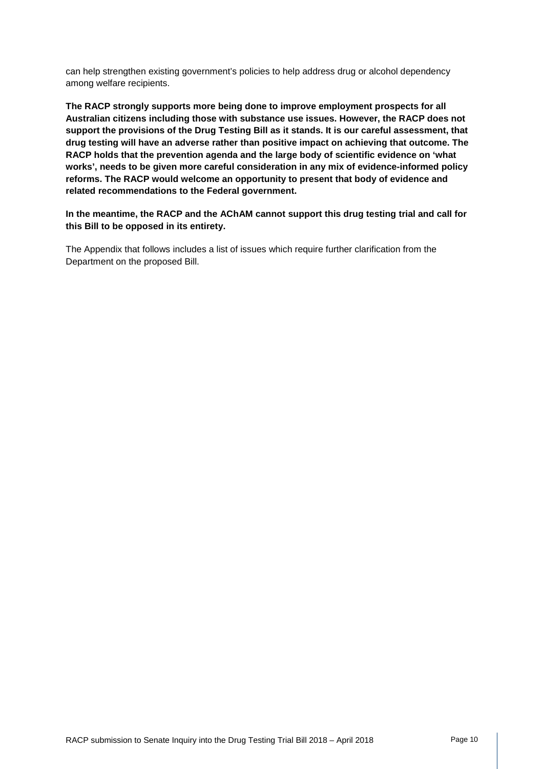can help strengthen existing government's policies to help address drug or alcohol dependency among welfare recipients.

**The RACP strongly supports more being done to improve employment prospects for all Australian citizens including those with substance use issues. However, the RACP does not support the provisions of the Drug Testing Bill as it stands. It is our careful assessment, that drug testing will have an adverse rather than positive impact on achieving that outcome. The RACP holds that the prevention agenda and the large body of scientific evidence on 'what works', needs to be given more careful consideration in any mix of evidence-informed policy reforms. The RACP would welcome an opportunity to present that body of evidence and related recommendations to the Federal government.**

**In the meantime, the RACP and the AChAM cannot support this drug testing trial and call for this Bill to be opposed in its entirety.**

The Appendix that follows includes a list of issues which require further clarification from the Department on the proposed Bill.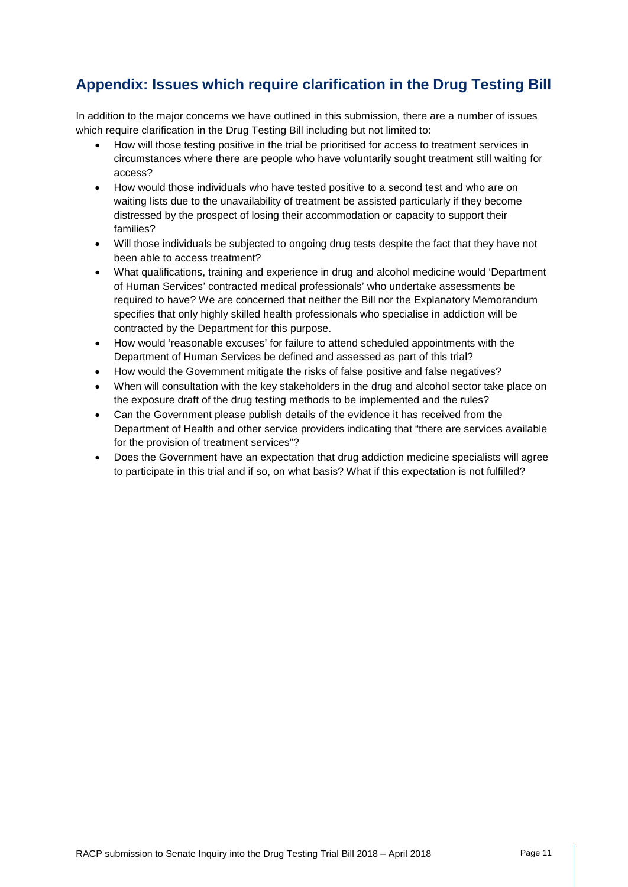## Appendix: Issues which require clarification in the Drug Testing Bill

In addition to the major concerns we have outlined in this submission, there are a number of issues which require clarification in the Drug Testing Bill including but not limited to:

- How will those testing positive in the trial be prioritised for access to treatment services in circumstances where there are people who have voluntarily sought treatment still waiting for access?
- How would those individuals who have tested positive to a second test and who are on waiting lists due to the unavailability of treatment be assisted particularly if they become distressed by the prospect of losing their accommodation or capacity to support their families?
- Will those individuals be subjected to ongoing drug tests despite the fact that they have not been able to access treatment?
- What qualifications, training and experience in drug and alcohol medicine would 'Department of Human Services' contracted medical professionals' who undertake assessments be required to have? We are concerned that neither the Bill nor the Explanatory Memorandum specifies that only highly skilled health professionals who specialise in addiction will be contracted by the Department for this purpose.
- How would 'reasonable excuses' for failure to attend scheduled appointments with the Department of Human Services be defined and assessed as part of this trial?
- How would the Government mitigate the risks of false positive and false negatives?
- When will consultation with the key stakeholders in the drug and alcohol sector take place on the exposure draft of the drug testing methods to be implemented and the rules?
- Can the Government please publish details of the evidence it has received from the Department of Health and other service providers indicating that "there are services available for the provision of treatment services"?
- Does the Government have an expectation that drug addiction medicine specialists will agree to participate in this trial and if so, on what basis? What if this expectation is not fulfilled?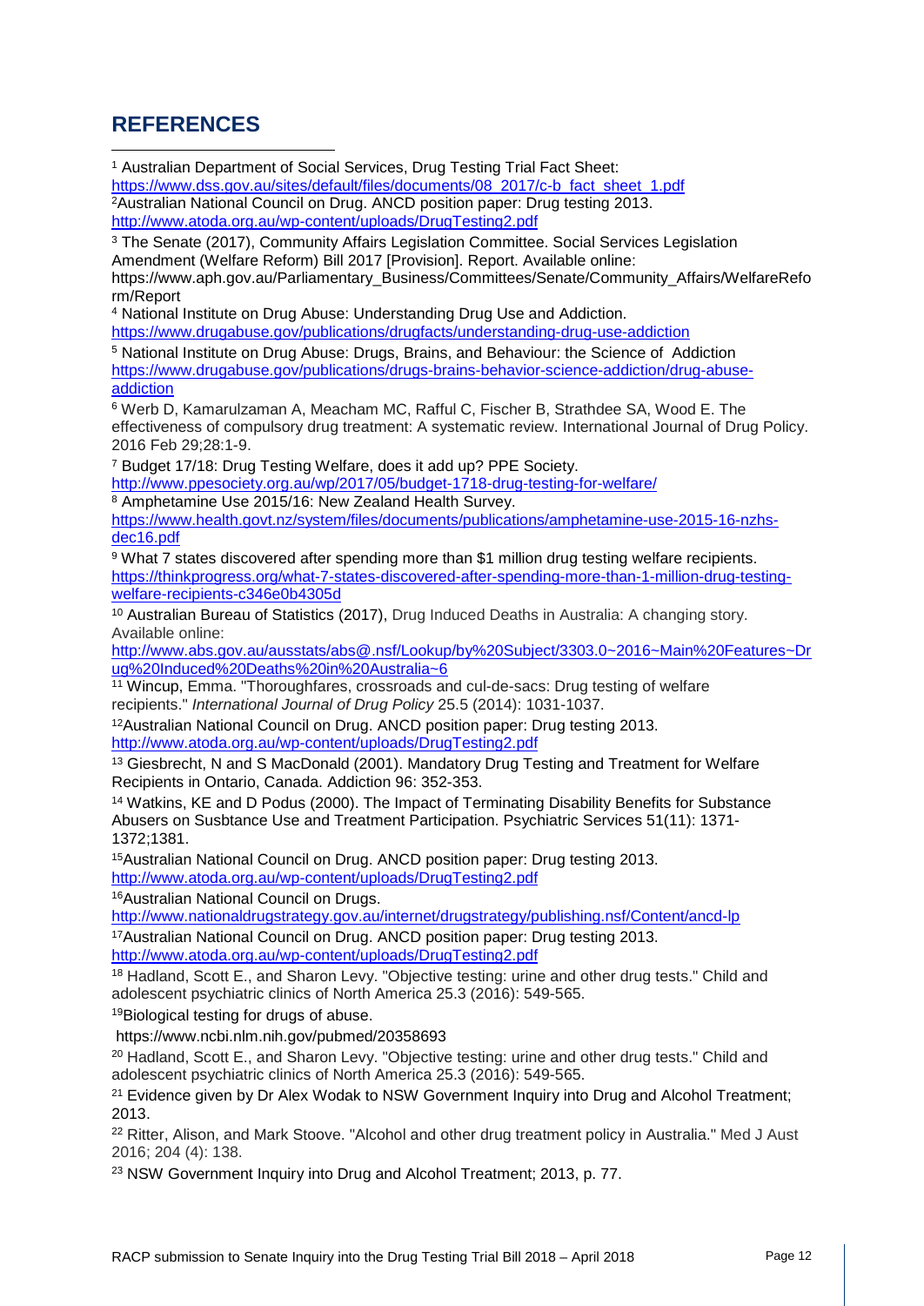## REFERENCES

[1] Australian Department of Social Services, Drug Testing Trial Fact Sheet: https://www.dss.gov.au/sites/default/files/documents/08_2017/c-b_fact_sheet_1.pdf

[2]Australian National Council on Drug. ANCD position paper: Drug testing 2013. http://www.atoda.org.au/wp-content/uploads/DrugTesting2.pdf

[3] The Senate (2017), Community Affairs Legislation Committee. Social Services Legislation Amendment (Welfare Reform) Bill 2017 [Provision]. Report. Available online: https://www.aph.gov.au/Parliamentary_Business/Committees/Senate/Community_Affairs/WelfareReform/Report

[4] National Institute on Drug Abuse: Understanding Drug Use and Addiction. https://www.drugabuse.gov/publications/drugfacts/understanding-drug-use-addiction

[5] National Institute on Drug Abuse: Drugs, Brains, and Behaviour: the Science of Addiction https://www.drugabuse.gov/publications/drugs-brains-behavior-science-addiction/drug-abuse-addiction

[6] Werb D, Kamarulzaman A, Meacham MC, Rafful C, Fischer B, Strathdee SA, Wood E. The effectiveness of compulsory drug treatment: A systematic review. International Journal of Drug Policy. 2016 Feb 29;28:1-9.

[7] Budget 17/18: Drug Testing Welfare, does it add up? PPE Society. http://www.ppesociety.org.au/wp/2017/05/budget-1718-drug-testing-for-welfare/

[8] Amphetamine Use 2015/16: New Zealand Health Survey. https://www.health.govt.nz/system/files/documents/publications/amphetamine-use-2015-16-nzhs-dec16.pdf

[9] What 7 states discovered after spending more than $1 million drug testing welfare recipients. https://thinkprogress.org/what-7-states-discovered-after-spending-more-than-1-million-drug-testing-welfare-recipients-c346e0b4305d

[10] Australian Bureau of Statistics (2017), Drug Induced Deaths in Australia: A changing story. Available online: http://www.abs.gov.au/ausstats/abs@.nsf/Lookup/by%20Subject/3303.0~2016~Main%20Features~Drug%20Induced%20Deaths%20in%20Australia~6

[11] Wincup, Emma. "Thoroughfares, crossroads and cul-de-sacs: Drug testing of welfare recipients." *International Journal of Drug Policy* 25.5 (2014): 1031-1037.

[12]Australian National Council on Drug. ANCD position paper: Drug testing 2013. http://www.atoda.org.au/wp-content/uploads/DrugTesting2.pdf

[13] Giesbrecht, N and S MacDonald (2001). Mandatory Drug Testing and Treatment for Welfare Recipients in Ontario, Canada. Addiction 96: 352-353.

[14] Watkins, KE and D Podus (2000). The Impact of Terminating Disability Benefits for Substance Abusers on Susbtance Use and Treatment Participation. Psychiatric Services 51(11): 1371-1372;1381.

[15]Australian National Council on Drug. ANCD position paper: Drug testing 2013. http://www.atoda.org.au/wp-content/uploads/DrugTesting2.pdf

[16]Australian National Council on Drugs. http://www.nationaldrugstrategy.gov.au/internet/drugstrategy/publishing.nsf/Content/ancd-lp

[17]Australian National Council on Drug. ANCD position paper: Drug testing 2013. http://www.atoda.org.au/wp-content/uploads/DrugTesting2.pdf

[18] Hadland, Scott E., and Sharon Levy. "Objective testing: urine and other drug tests." Child and adolescent psychiatric clinics of North America 25.3 (2016): 549-565.

[19]Biological testing for drugs of abuse. https://www.ncbi.nlm.nih.gov/pubmed/20358693

[20] Hadland, Scott E., and Sharon Levy. "Objective testing: urine and other drug tests." Child and adolescent psychiatric clinics of North America 25.3 (2016): 549-565.

[21] Evidence given by Dr Alex Wodak to NSW Government Inquiry into Drug and Alcohol Treatment; 2013.

[22] Ritter, Alison, and Mark Stoove. "Alcohol and other drug treatment policy in Australia." Med J Aust 2016; 204 (4): 138.

[23] NSW Government Inquiry into Drug and Alcohol Treatment; 2013, p. 77.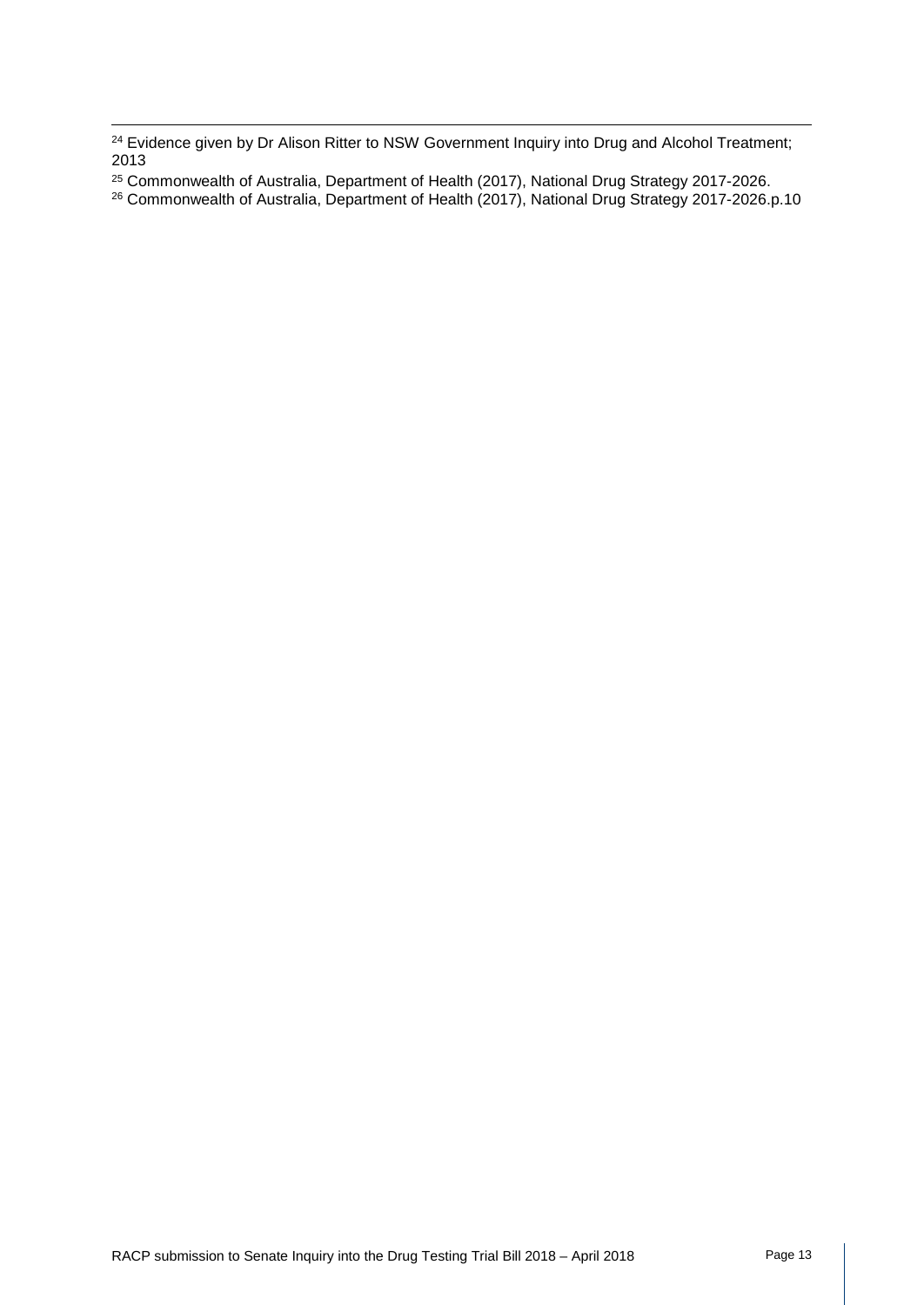[24] Evidence given by Dr Alison Ritter to NSW Government Inquiry into Drug and Alcohol Treatment; 2013

[25] Commonwealth of Australia, Department of Health (2017), National Drug Strategy 2017-2026.

[26] Commonwealth of Australia, Department of Health (2017), National Drug Strategy 2017-2026.p.10